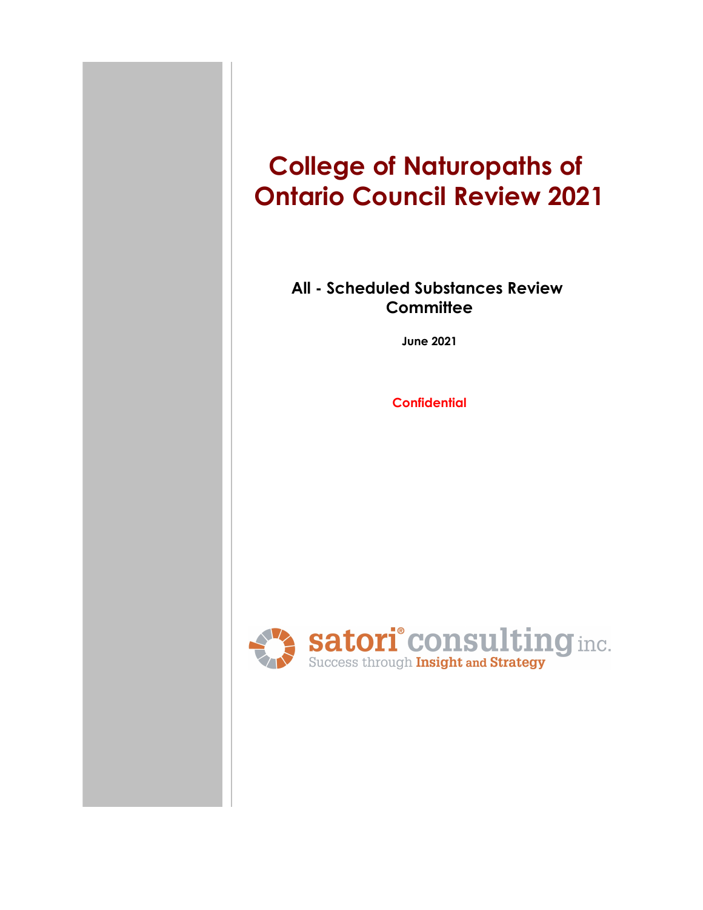# College of Naturopaths of Ontario Council Review 2021

## All - Scheduled Substances Review Committee

**June 2021**

**Confidential**

satori® consulting inc.
Success through Insight and Strategy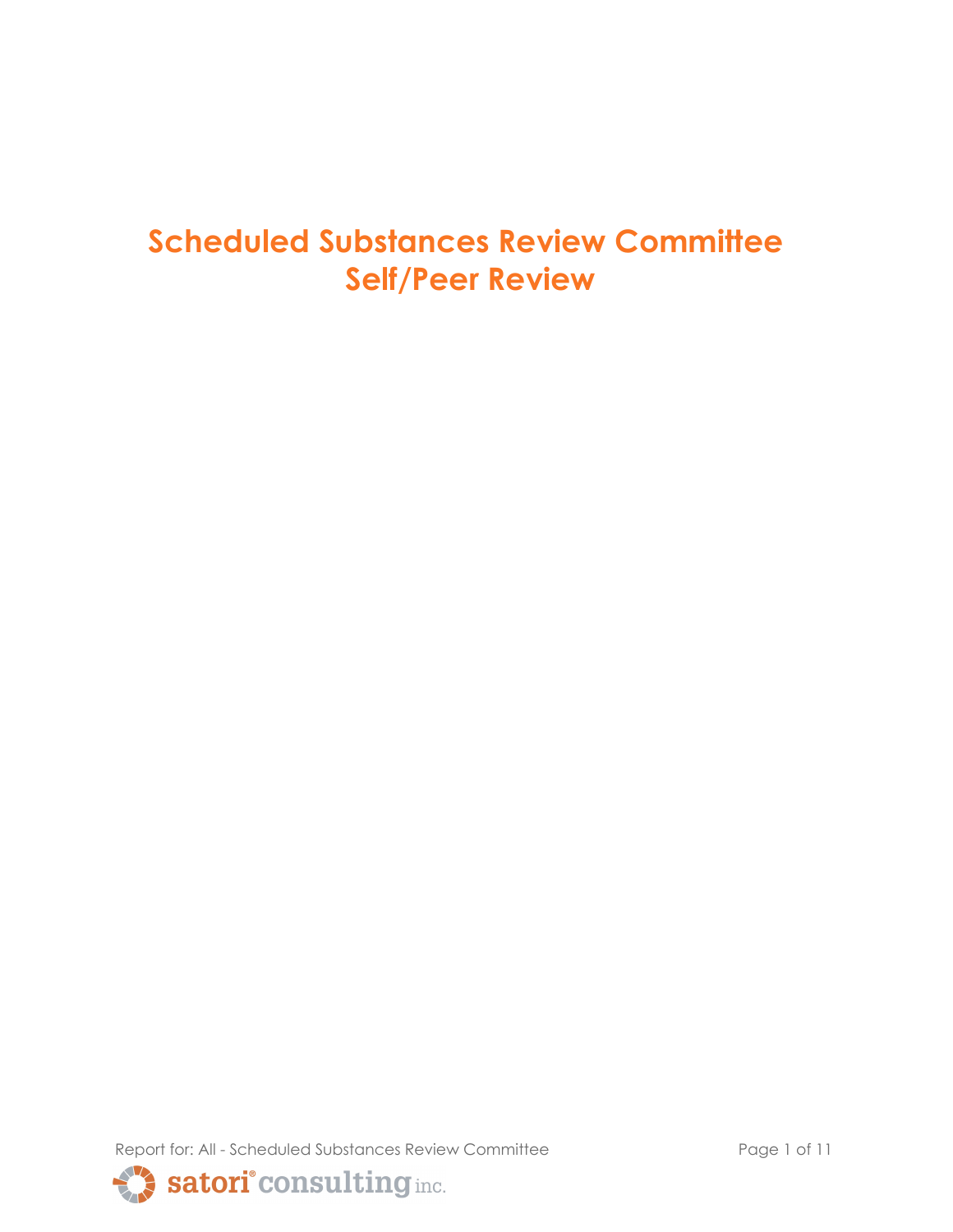# Scheduled Substances Review Committee Self/Peer Review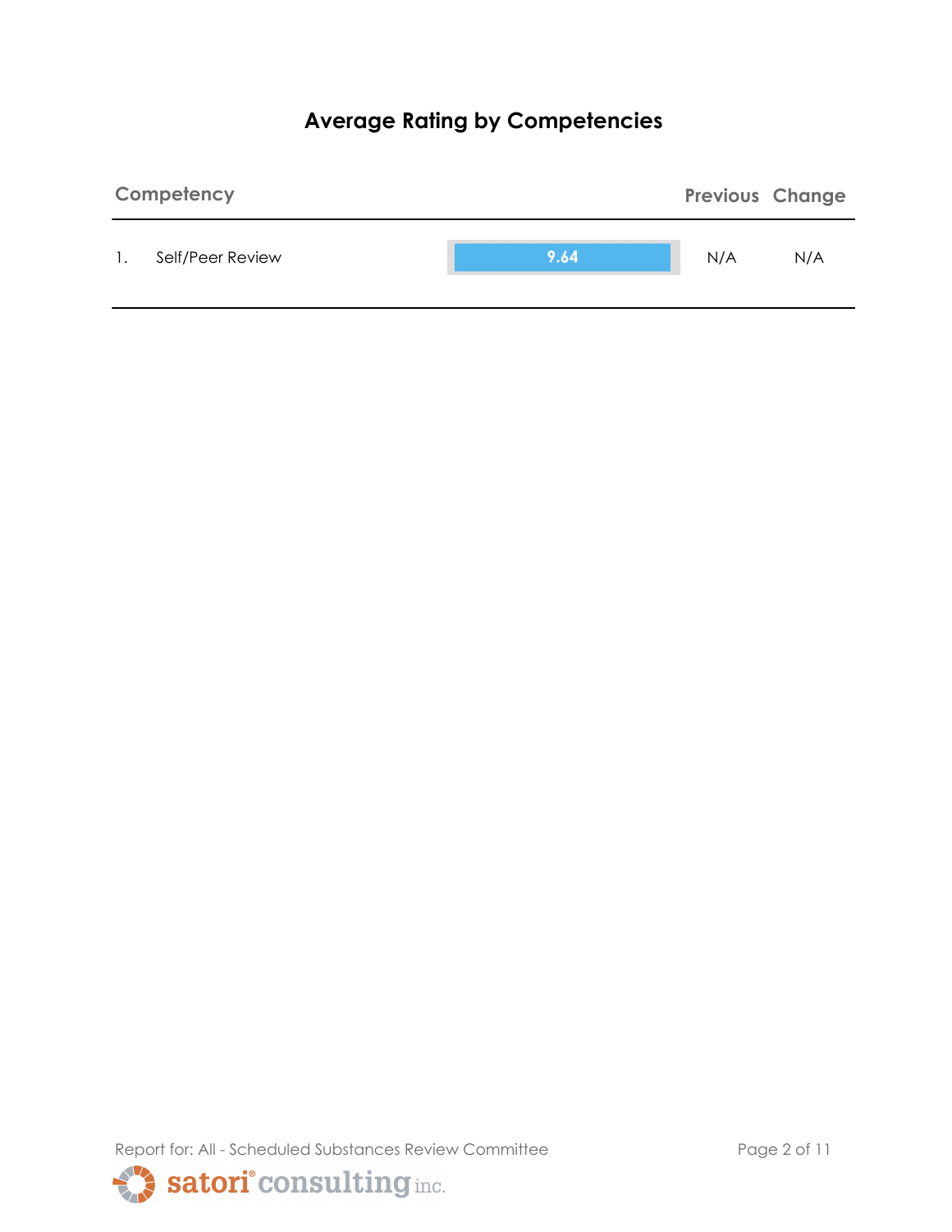# Average Rating by Competencies

| Competency | | Previous | Change |
|---|---|---|---|
| 1. Self/Peer Review | 9.64 | N/A | N/A |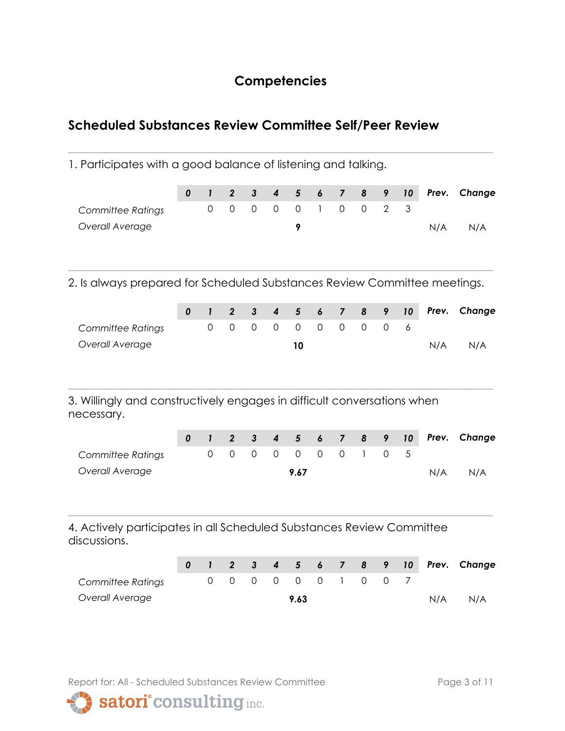## Competencies

### Scheduled Substances Review Committee Self/Peer Review

1. Participates with a good balance of listening and talking.

| | 0 | 1 | 2 | 3 | 4 | 5 | 6 | 7 | 8 | 9 | 10 | Prev. | Change |
|---|---|---|---|---|---|---|---|---|---|---|---|---|---|
| *Committee Ratings* | | 0 | 0 | 0 | 0 | 0 | 1 | 0 | 0 | 2 | 3 | | |
| *Overall Average* | | | | | | **9** | | | | | | N/A | N/A |

2. Is always prepared for Scheduled Substances Review Committee meetings.

| | 0 | 1 | 2 | 3 | 4 | 5 | 6 | 7 | 8 | 9 | 10 | Prev. | Change |
|---|---|---|---|---|---|---|---|---|---|---|---|---|---|
| *Committee Ratings* | | 0 | 0 | 0 | 0 | 0 | 0 | 0 | 0 | 0 | 6 | | |
| *Overall Average* | | | | | | **10** | | | | | | N/A | N/A |

3. Willingly and constructively engages in difficult conversations when necessary.

| | 0 | 1 | 2 | 3 | 4 | 5 | 6 | 7 | 8 | 9 | 10 | Prev. | Change |
|---|---|---|---|---|---|---|---|---|---|---|---|---|---|
| *Committee Ratings* | | 0 | 0 | 0 | 0 | 0 | 0 | 0 | 1 | 0 | 5 | | |
| *Overall Average* | | | | | | **9.67** | | | | | | N/A | N/A |

4. Actively participates in all Scheduled Substances Review Committee discussions.

| | 0 | 1 | 2 | 3 | 4 | 5 | 6 | 7 | 8 | 9 | 10 | Prev. | Change |
|---|---|---|---|---|---|---|---|---|---|---|---|---|---|
| *Committee Ratings* | | 0 | 0 | 0 | 0 | 0 | 0 | 1 | 0 | 0 | 7 | | |
| *Overall Average* | | | | | | **9.63** | | | | | | N/A | N/A |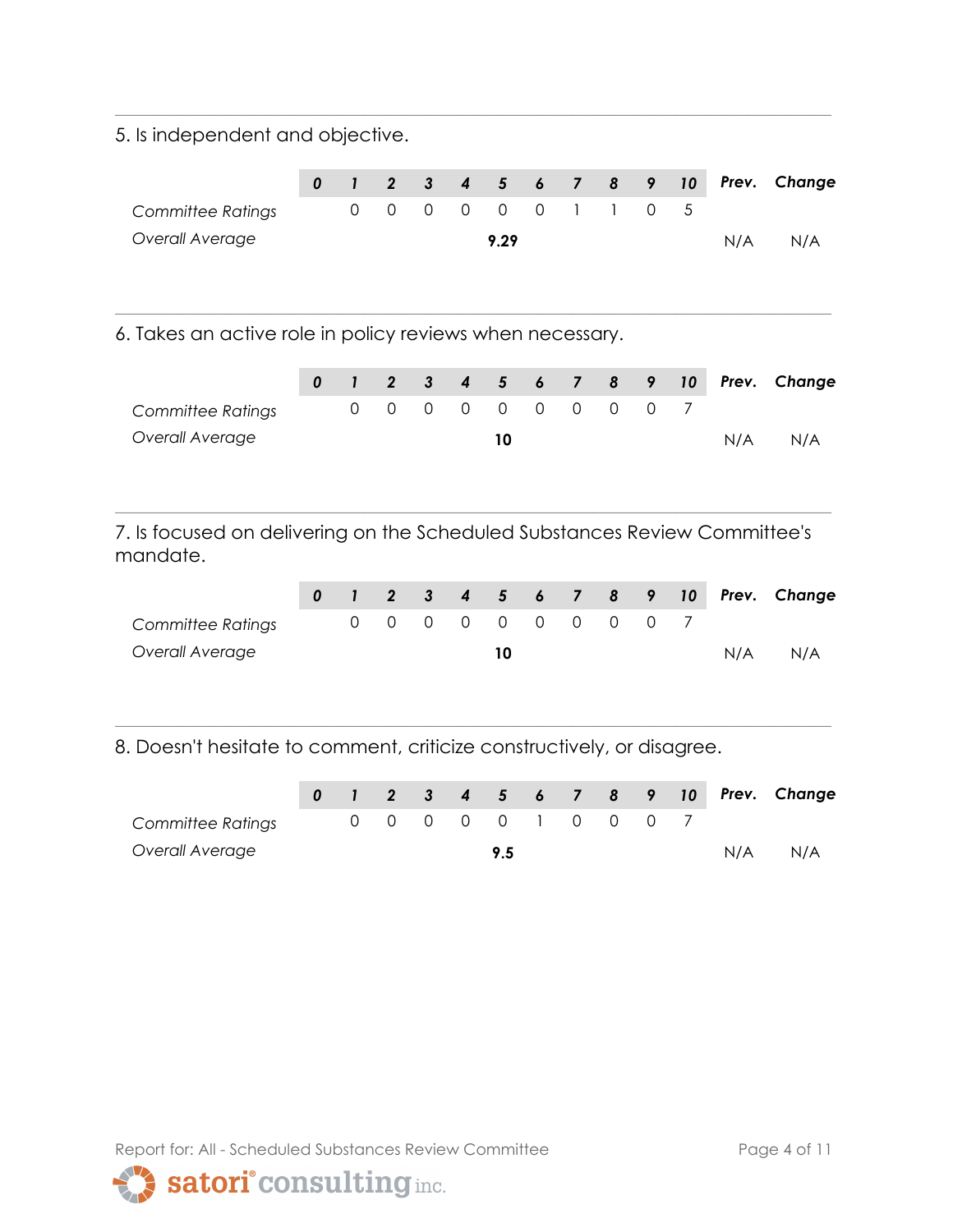5. Is independent and objective.

| | 0 | 1 | 2 | 3 | 4 | 5 | 6 | 7 | 8 | 9 | 10 | Prev. | Change |
|---|---|---|---|---|---|---|---|---|---|---|---|---|---|
| *Committee Ratings* | | 0 | 0 | 0 | 0 | 0 | 0 | 1 | 1 | 0 | 5 | | |
| *Overall Average* | | | | | | **9.29** | | | | | | N/A | N/A |

6. Takes an active role in policy reviews when necessary.

| | 0 | 1 | 2 | 3 | 4 | 5 | 6 | 7 | 8 | 9 | 10 | Prev. | Change |
|---|---|---|---|---|---|---|---|---|---|---|---|---|---|
| *Committee Ratings* | | 0 | 0 | 0 | 0 | 0 | 0 | 0 | 0 | 0 | 7 | | |
| *Overall Average* | | | | | | **10** | | | | | | N/A | N/A |

7. Is focused on delivering on the Scheduled Substances Review Committee's mandate.

| | 0 | 1 | 2 | 3 | 4 | 5 | 6 | 7 | 8 | 9 | 10 | Prev. | Change |
|---|---|---|---|---|---|---|---|---|---|---|---|---|---|
| *Committee Ratings* | | 0 | 0 | 0 | 0 | 0 | 0 | 0 | 0 | 0 | 7 | | |
| *Overall Average* | | | | | | **10** | | | | | | N/A | N/A |

8. Doesn't hesitate to comment, criticize constructively, or disagree.

| | 0 | 1 | 2 | 3 | 4 | 5 | 6 | 7 | 8 | 9 | 10 | Prev. | Change |
|---|---|---|---|---|---|---|---|---|---|---|---|---|---|
| *Committee Ratings* | | 0 | 0 | 0 | 0 | 0 | 1 | 0 | 0 | 0 | 7 | | |
| *Overall Average* | | | | | | **9.5** | | | | | | N/A | N/A |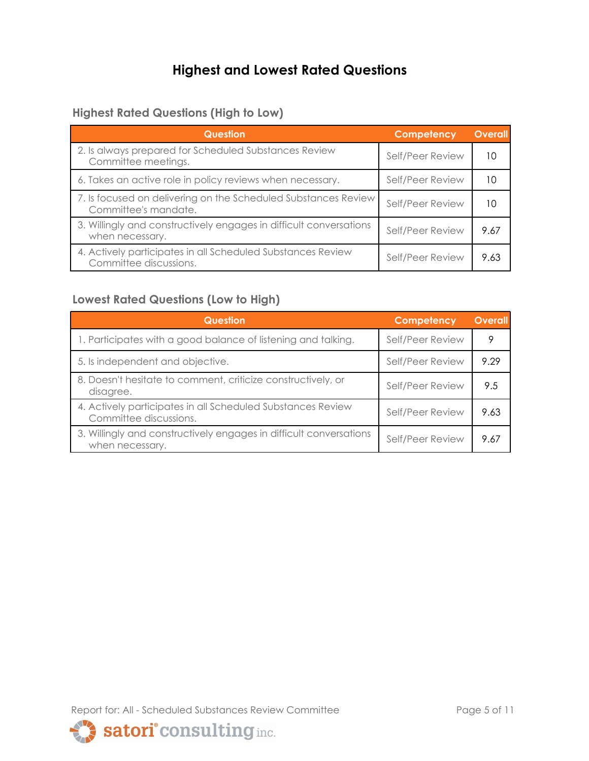# Highest and Lowest Rated Questions

## Highest Rated Questions (High to Low)

| Question | Competency | Overall |
|---|---|---|
| 2. Is always prepared for Scheduled Substances Review Committee meetings. | Self/Peer Review | 10 |
| 6. Takes an active role in policy reviews when necessary. | Self/Peer Review | 10 |
| 7. Is focused on delivering on the Scheduled Substances Review Committee's mandate. | Self/Peer Review | 10 |
| 3. Willingly and constructively engages in difficult conversations when necessary. | Self/Peer Review | 9.67 |
| 4. Actively participates in all Scheduled Substances Review Committee discussions. | Self/Peer Review | 9.63 |

## Lowest Rated Questions (Low to High)

| Question | Competency | Overall |
|---|---|---|
| 1. Participates with a good balance of listening and talking. | Self/Peer Review | 9 |
| 5. Is independent and objective. | Self/Peer Review | 9.29 |
| 8. Doesn't hesitate to comment, criticize constructively, or disagree. | Self/Peer Review | 9.5 |
| 4. Actively participates in all Scheduled Substances Review Committee discussions. | Self/Peer Review | 9.63 |
| 3. Willingly and constructively engages in difficult conversations when necessary. | Self/Peer Review | 9.67 |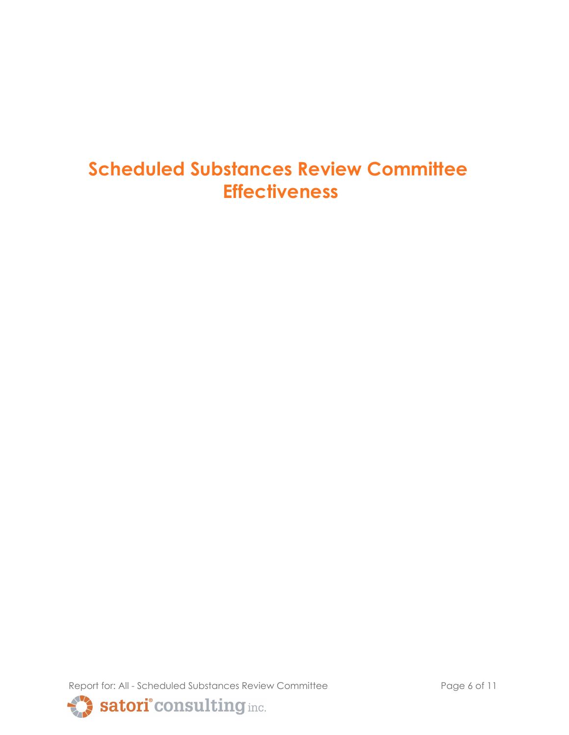# Scheduled Substances Review Committee Effectiveness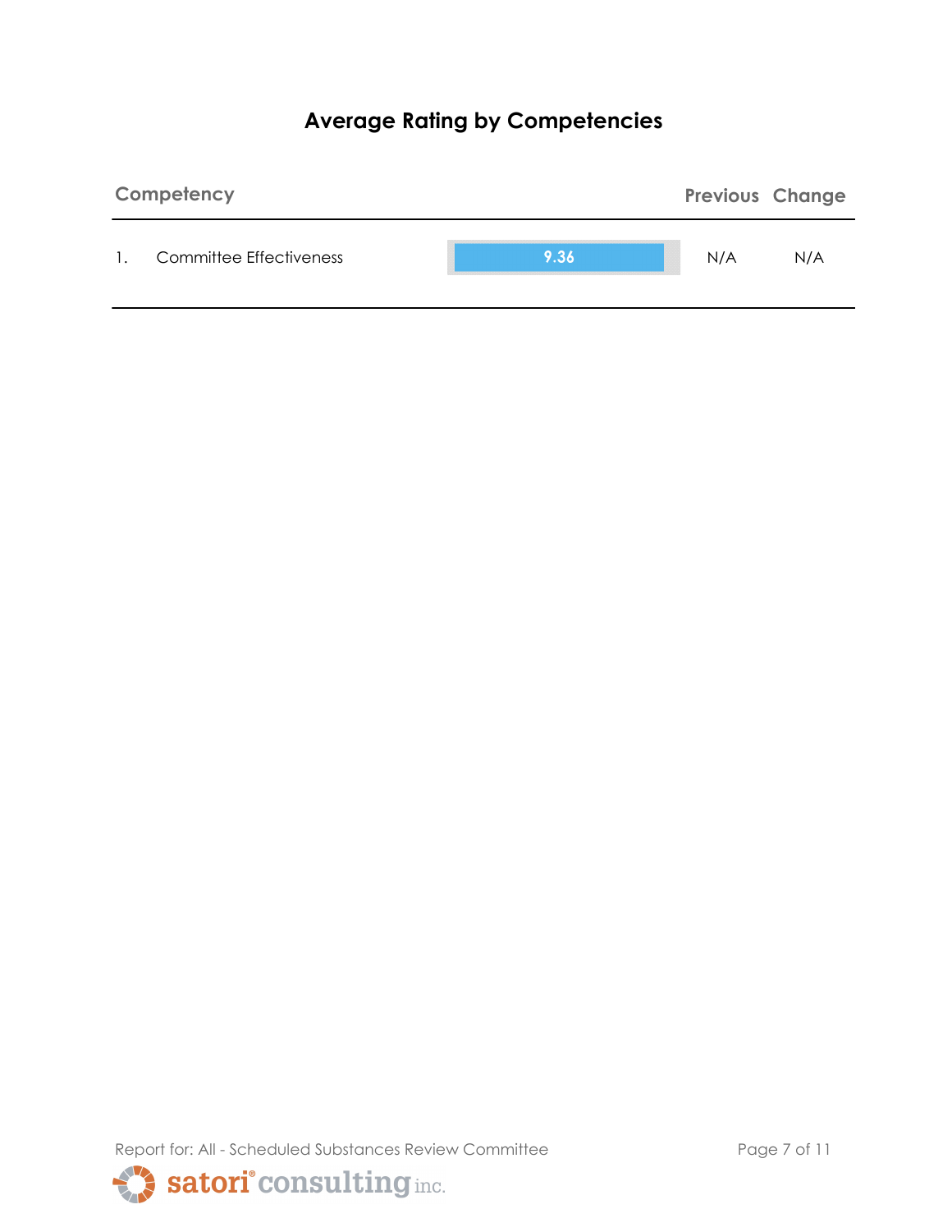## Average Rating by Competencies

| Competency | | Previous | Change |
|---|---|---|---|
| 1. Committee Effectiveness | 9.36 | N/A | N/A |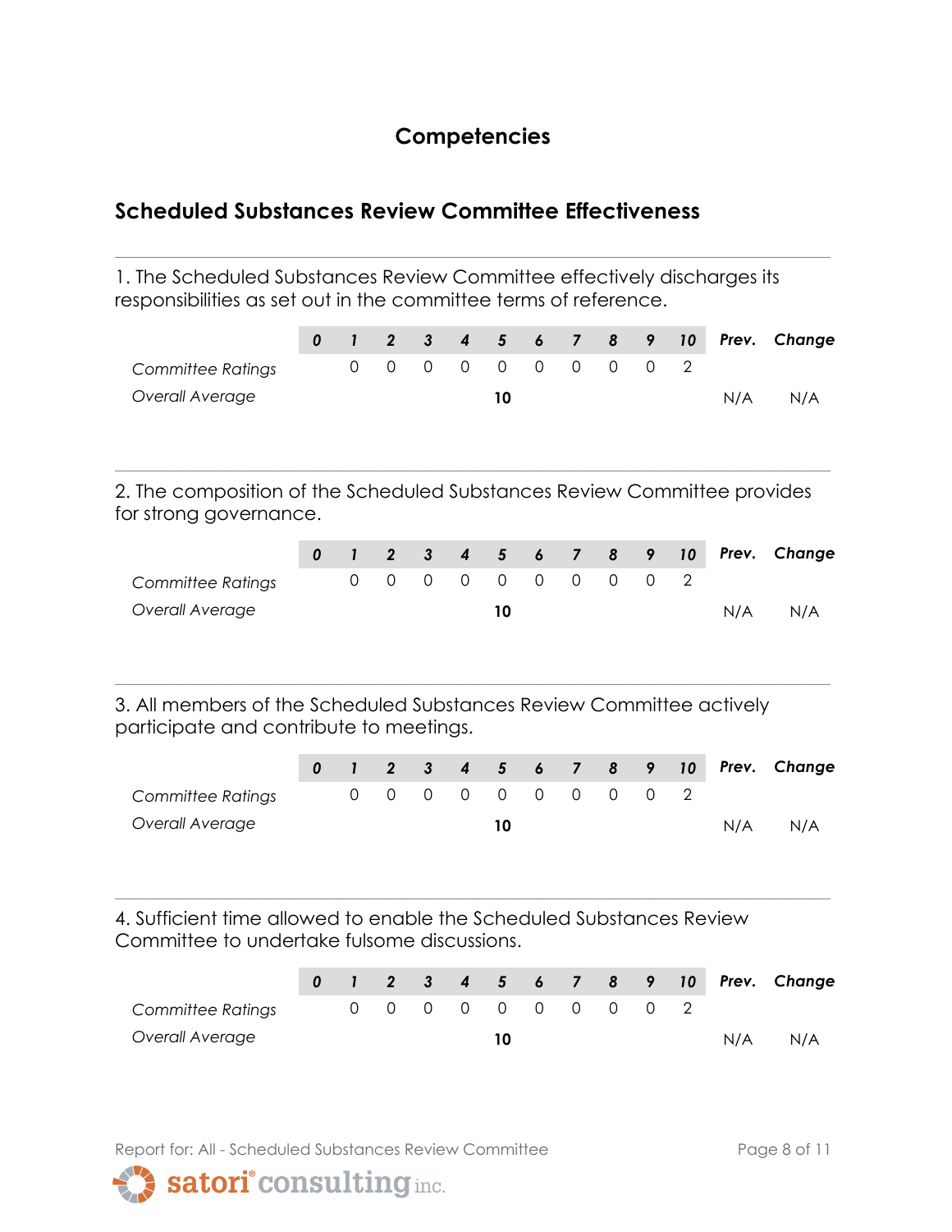# Competencies

## Scheduled Substances Review Committee Effectiveness

1. The Scheduled Substances Review Committee effectively discharges its responsibilities as set out in the committee terms of reference.

| | 0 | 1 | 2 | 3 | 4 | 5 | 6 | 7 | 8 | 9 | 10 | Prev. | Change |
|---|---|---|---|---|---|---|---|---|---|---|---|---|---|
| *Committee Ratings* | | 0 | 0 | 0 | 0 | 0 | 0 | 0 | 0 | 0 | 2 | | |
| *Overall Average* | | | | | | **10** | | | | | | N/A | N/A |

2. The composition of the Scheduled Substances Review Committee provides for strong governance.

| | 0 | 1 | 2 | 3 | 4 | 5 | 6 | 7 | 8 | 9 | 10 | Prev. | Change |
|---|---|---|---|---|---|---|---|---|---|---|---|---|---|
| *Committee Ratings* | | 0 | 0 | 0 | 0 | 0 | 0 | 0 | 0 | 0 | 2 | | |
| *Overall Average* | | | | | | **10** | | | | | | N/A | N/A |

3. All members of the Scheduled Substances Review Committee actively participate and contribute to meetings.

| | 0 | 1 | 2 | 3 | 4 | 5 | 6 | 7 | 8 | 9 | 10 | Prev. | Change |
|---|---|---|---|---|---|---|---|---|---|---|---|---|---|
| *Committee Ratings* | | 0 | 0 | 0 | 0 | 0 | 0 | 0 | 0 | 0 | 2 | | |
| *Overall Average* | | | | | | **10** | | | | | | N/A | N/A |

4. Sufficient time allowed to enable the Scheduled Substances Review Committee to undertake fulsome discussions.

| | 0 | 1 | 2 | 3 | 4 | 5 | 6 | 7 | 8 | 9 | 10 | Prev. | Change |
|---|---|---|---|---|---|---|---|---|---|---|---|---|---|
| *Committee Ratings* | | 0 | 0 | 0 | 0 | 0 | 0 | 0 | 0 | 0 | 2 | | |
| *Overall Average* | | | | | | **10** | | | | | | N/A | N/A |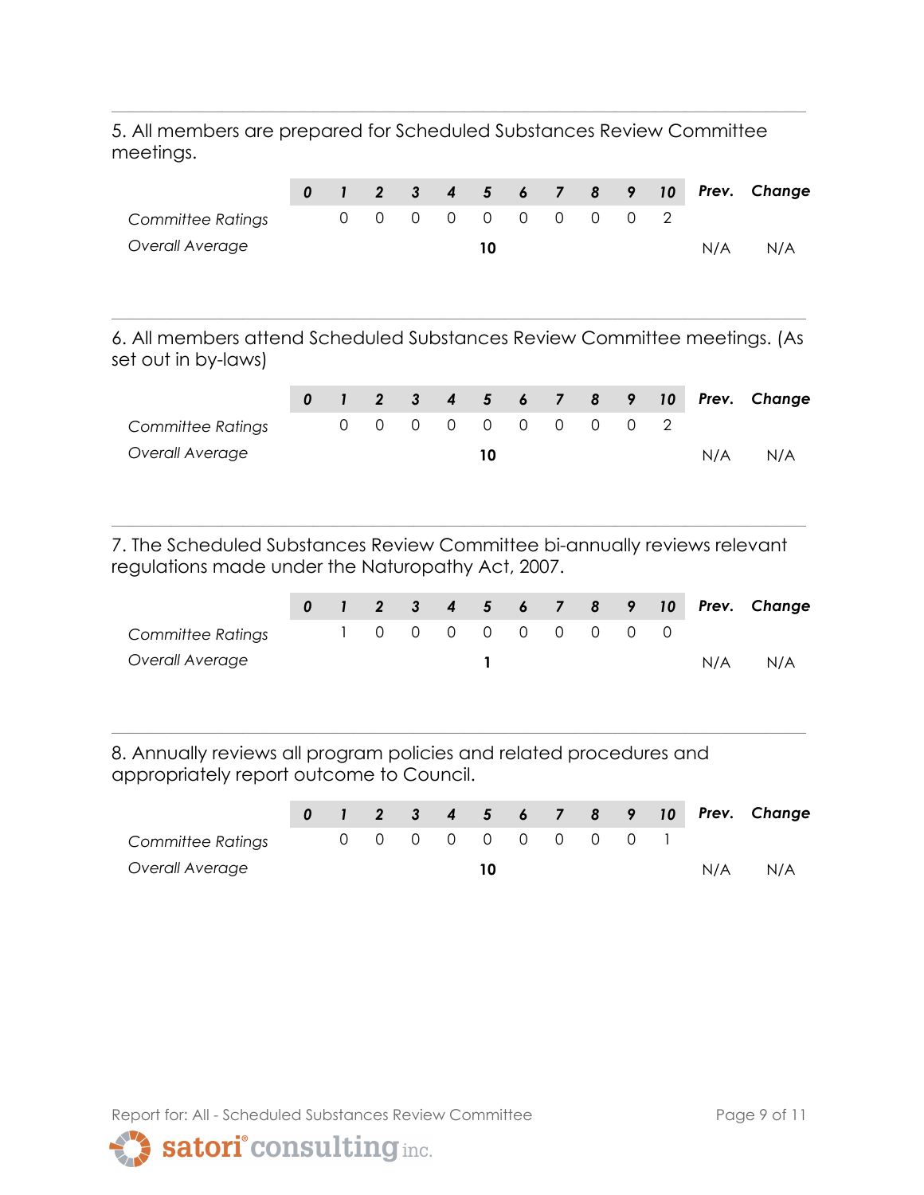5. All members are prepared for Scheduled Substances Review Committee meetings.

| | 0 | 1 | 2 | 3 | 4 | 5 | 6 | 7 | 8 | 9 | 10 | Prev. | Change |
|---|---|---|---|---|---|---|---|---|---|---|---|---|---|
| *Committee Ratings* | | 0 | 0 | 0 | 0 | 0 | 0 | 0 | 0 | 0 | 2 | | |
| *Overall Average* | | | | | | **10** | | | | | | N/A | N/A |

6. All members attend Scheduled Substances Review Committee meetings. (As set out in by-laws)

| | 0 | 1 | 2 | 3 | 4 | 5 | 6 | 7 | 8 | 9 | 10 | Prev. | Change |
|---|---|---|---|---|---|---|---|---|---|---|---|---|---|
| *Committee Ratings* | | 0 | 0 | 0 | 0 | 0 | 0 | 0 | 0 | 0 | 2 | | |
| *Overall Average* | | | | | | **10** | | | | | | N/A | N/A |

7. The Scheduled Substances Review Committee bi-annually reviews relevant regulations made under the Naturopathy Act, 2007.

| | 0 | 1 | 2 | 3 | 4 | 5 | 6 | 7 | 8 | 9 | 10 | Prev. | Change |
|---|---|---|---|---|---|---|---|---|---|---|---|---|---|
| *Committee Ratings* | | 1 | 0 | 0 | 0 | 0 | 0 | 0 | 0 | 0 | 0 | | |
| *Overall Average* | | | | | | **1** | | | | | | N/A | N/A |

8. Annually reviews all program policies and related procedures and appropriately report outcome to Council.

| | 0 | 1 | 2 | 3 | 4 | 5 | 6 | 7 | 8 | 9 | 10 | Prev. | Change |
|---|---|---|---|---|---|---|---|---|---|---|---|---|---|
| *Committee Ratings* | | 0 | 0 | 0 | 0 | 0 | 0 | 0 | 0 | 0 | 1 | | |
| *Overall Average* | | | | | | **10** | | | | | | N/A | N/A |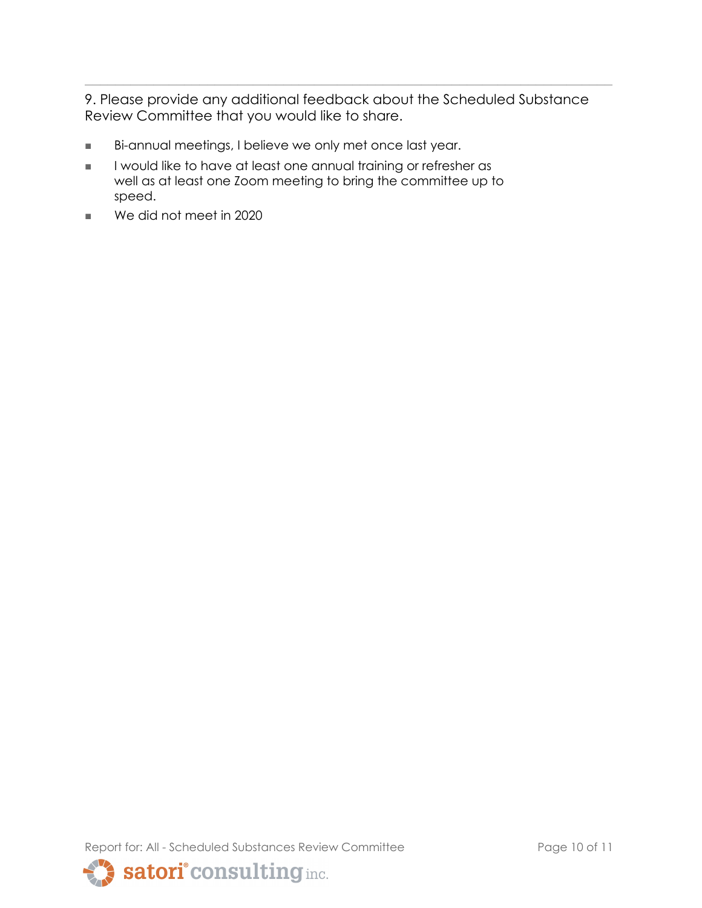9. Please provide any additional feedback about the Scheduled Substance Review Committee that you would like to share.

- Bi-annual meetings, I believe we only met once last year.
- I would like to have at least one annual training or refresher as well as at least one Zoom meeting to bring the committee up to speed.
- We did not meet in 2020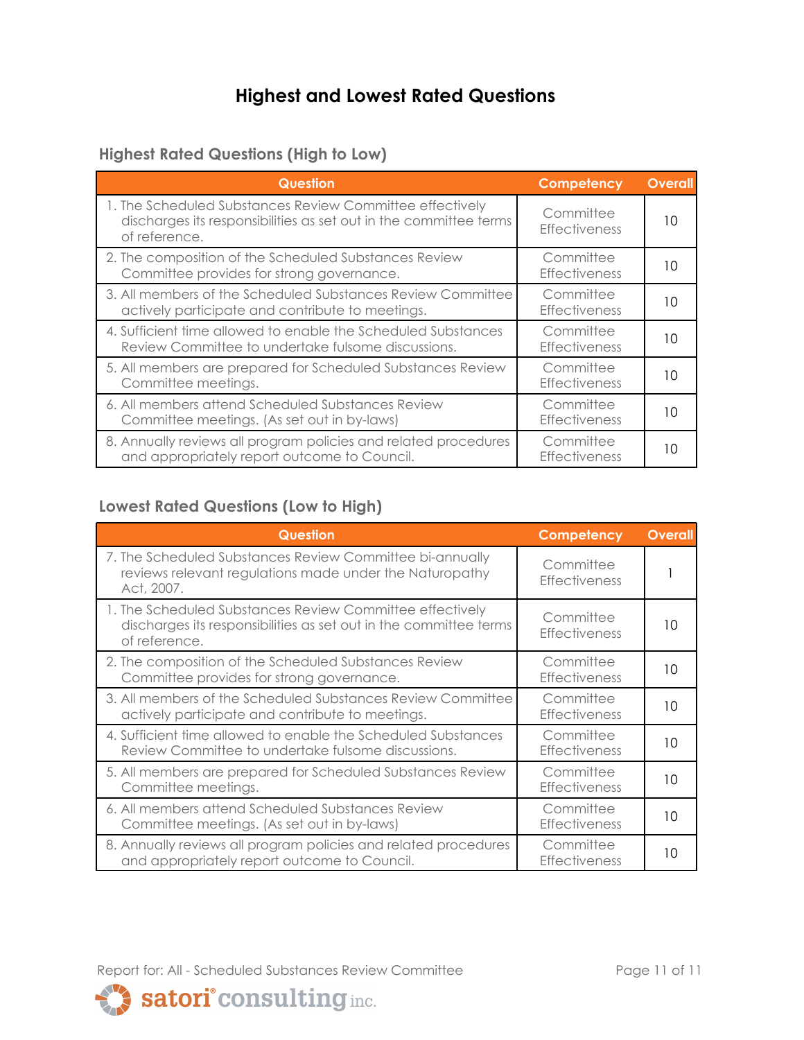# Highest and Lowest Rated Questions

## Highest Rated Questions (High to Low)

| Question | Competency | Overall |
|---|---|---|
| 1. The Scheduled Substances Review Committee effectively discharges its responsibilities as set out in the committee terms of reference. | Committee Effectiveness | 10 |
| 2. The composition of the Scheduled Substances Review Committee provides for strong governance. | Committee Effectiveness | 10 |
| 3. All members of the Scheduled Substances Review Committee actively participate and contribute to meetings. | Committee Effectiveness | 10 |
| 4. Sufficient time allowed to enable the Scheduled Substances Review Committee to undertake fulsome discussions. | Committee Effectiveness | 10 |
| 5. All members are prepared for Scheduled Substances Review Committee meetings. | Committee Effectiveness | 10 |
| 6. All members attend Scheduled Substances Review Committee meetings. (As set out in by-laws) | Committee Effectiveness | 10 |
| 8. Annually reviews all program policies and related procedures and appropriately report outcome to Council. | Committee Effectiveness | 10 |

## Lowest Rated Questions (Low to High)

| Question | Competency | Overall |
|---|---|---|
| 7. The Scheduled Substances Review Committee bi-annually reviews relevant regulations made under the Naturopathy Act, 2007. | Committee Effectiveness | 1 |
| 1. The Scheduled Substances Review Committee effectively discharges its responsibilities as set out in the committee terms of reference. | Committee Effectiveness | 10 |
| 2. The composition of the Scheduled Substances Review Committee provides for strong governance. | Committee Effectiveness | 10 |
| 3. All members of the Scheduled Substances Review Committee actively participate and contribute to meetings. | Committee Effectiveness | 10 |
| 4. Sufficient time allowed to enable the Scheduled Substances Review Committee to undertake fulsome discussions. | Committee Effectiveness | 10 |
| 5. All members are prepared for Scheduled Substances Review Committee meetings. | Committee Effectiveness | 10 |
| 6. All members attend Scheduled Substances Review Committee meetings. (As set out in by-laws) | Committee Effectiveness | 10 |
| 8. Annually reviews all program policies and related procedures and appropriately report outcome to Council. | Committee Effectiveness | 10 |